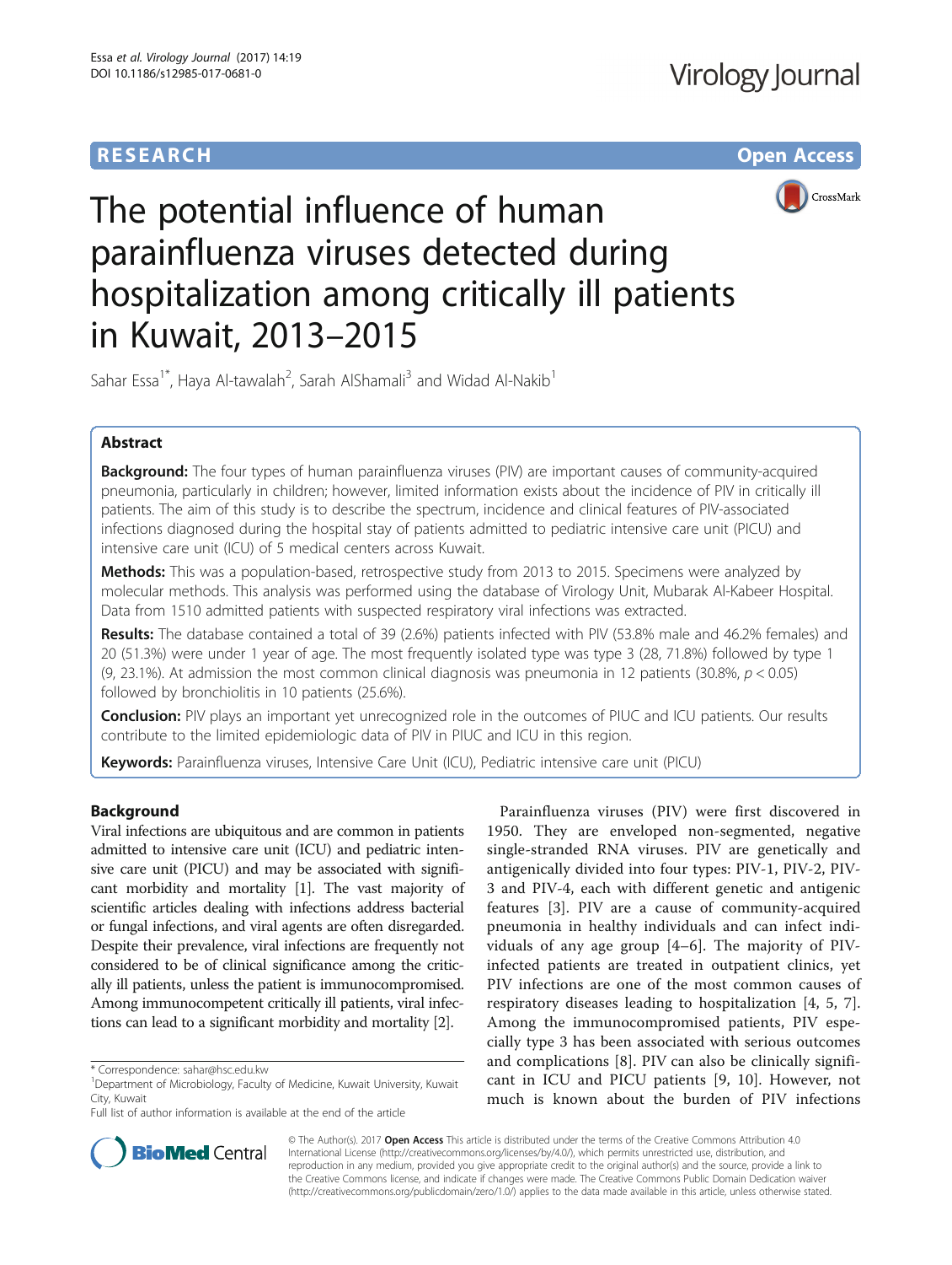**RESEARCH** **Open Access**

# The potential influence of human parainfluenza viruses detected during hospitalization among critically ill patients in Kuwait, 2013–2015

Sahar Essa[1*], Haya Al-tawalah[2], Sarah AlShamali[3] and Widad Al-Nakib[1]

## Abstract

**Background:** The four types of human parainfluenza viruses (PIV) are important causes of community-acquired pneumonia, particularly in children; however, limited information exists about the incidence of PIV in critically ill patients. The aim of this study is to describe the spectrum, incidence and clinical features of PIV-associated infections diagnosed during the hospital stay of patients admitted to pediatric intensive care unit (PICU) and intensive care unit (ICU) of 5 medical centers across Kuwait.

**Methods:** This was a population-based, retrospective study from 2013 to 2015. Specimens were analyzed by molecular methods. This analysis was performed using the database of Virology Unit, Mubarak Al-Kabeer Hospital. Data from 1510 admitted patients with suspected respiratory viral infections was extracted.

**Results:** The database contained a total of 39 (2.6%) patients infected with PIV (53.8% male and 46.2% females) and 20 (51.3%) were under 1 year of age. The most frequently isolated type was type 3 (28, 71.8%) followed by type 1 (9, 23.1%). At admission the most common clinical diagnosis was pneumonia in 12 patients (30.8%, $p < 0.05$) followed by bronchiolitis in 10 patients (25.6%).

**Conclusion:** PIV plays an important yet unrecognized role in the outcomes of PIUC and ICU patients. Our results contribute to the limited epidemiologic data of PIV in PIUC and ICU in this region.

**Keywords:** Parainfluenza viruses, Intensive Care Unit (ICU), Pediatric intensive care unit (PICU)

## Background

Viral infections are ubiquitous and are common in patients admitted to intensive care unit (ICU) and pediatric intensive care unit (PICU) and may be associated with significant morbidity and mortality [1]. The vast majority of scientific articles dealing with infections address bacterial or fungal infections, and viral agents are often disregarded. Despite their prevalence, viral infections are frequently not considered to be of clinical significance among the critically ill patients, unless the patient is immunocompromised. Among immunocompetent critically ill patients, viral infections can lead to a significant morbidity and mortality [2].

Parainfluenza viruses (PIV) were first discovered in 1950. They are enveloped non-segmented, negative single-stranded RNA viruses. PIV are genetically and antigenically divided into four types: PIV-1, PIV-2, PIV-3 and PIV-4, each with different genetic and antigenic features [3]. PIV are a cause of community-acquired pneumonia in healthy individuals and can infect individuals of any age group [4–6]. The majority of PIV-infected patients are treated in outpatient clinics, yet PIV infections are one of the most common causes of respiratory diseases leading to hospitalization [4, 5, 7]. Among the immunocompromised patients, PIV especially type 3 has been associated with serious outcomes and complications [8]. PIV can also be clinically significant in ICU and PICU patients [9, 10]. However, not much is known about the burden of PIV infections

---

\* Correspondence: sahar@hsc.edu.kw
[1]Department of Microbiology, Faculty of Medicine, Kuwait University, Kuwait City, Kuwait
Full list of author information is available at the end of the article

© The Author(s). 2017 **Open Access** This article is distributed under the terms of the Creative Commons Attribution 4.0 International License (http://creativecommons.org/licenses/by/4.0/), which permits unrestricted use, distribution, and reproduction in any medium, provided you give appropriate credit to the original author(s) and the source, provide a link to the Creative Commons license, and indicate if changes were made. The Creative Commons Public Domain Dedication waiver (http://creativecommons.org/publicdomain/zero/1.0/) applies to the data made available in this article, unless otherwise stated.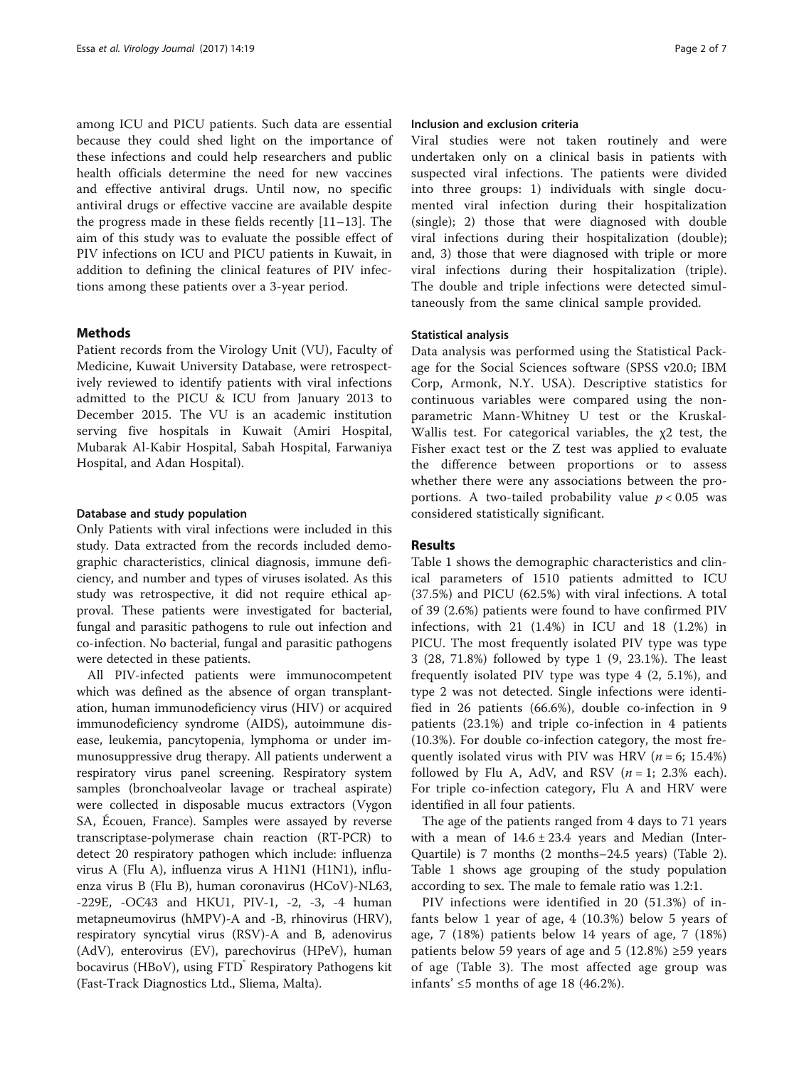among ICU and PICU patients. Such data are essential because they could shed light on the importance of these infections and could help researchers and public health officials determine the need for new vaccines and effective antiviral drugs. Until now, no specific antiviral drugs or effective vaccine are available despite the progress made in these fields recently [11–13]. The aim of this study was to evaluate the possible effect of PIV infections on ICU and PICU patients in Kuwait, in addition to defining the clinical features of PIV infections among these patients over a 3-year period.

## Methods

Patient records from the Virology Unit (VU), Faculty of Medicine, Kuwait University Database, were retrospectively reviewed to identify patients with viral infections admitted to the PICU & ICU from January 2013 to December 2015. The VU is an academic institution serving five hospitals in Kuwait (Amiri Hospital, Mubarak Al-Kabir Hospital, Sabah Hospital, Farwaniya Hospital, and Adan Hospital).

### Database and study population

Only Patients with viral infections were included in this study. Data extracted from the records included demographic characteristics, clinical diagnosis, immune deficiency, and number and types of viruses isolated. As this study was retrospective, it did not require ethical approval. These patients were investigated for bacterial, fungal and parasitic pathogens to rule out infection and co-infection. No bacterial, fungal and parasitic pathogens were detected in these patients.

All PIV-infected patients were immunocompetent which was defined as the absence of organ transplantation, human immunodeficiency virus (HIV) or acquired immunodeficiency syndrome (AIDS), autoimmune disease, leukemia, pancytopenia, lymphoma or under immunosuppressive drug therapy. All patients underwent a respiratory virus panel screening. Respiratory system samples (bronchoalveolar lavage or tracheal aspirate) were collected in disposable mucus extractors (Vygon SA, Écouen, France). Samples were assayed by reverse transcriptase-polymerase chain reaction (RT-PCR) to detect 20 respiratory pathogen which include: influenza virus A (Flu A), influenza virus A H1N1 (H1N1), influenza virus B (Flu B), human coronavirus (HCoV)-NL63, -229E, -OC43 and HKU1, PIV-1, -2, -3, -4 human metapneumovirus (hMPV)-A and -B, rhinovirus (HRV), respiratory syncytial virus (RSV)-A and B, adenovirus (AdV), enterovirus (EV), parechovirus (HPeV), human bocavirus (HBoV), using FTD® Respiratory Pathogens kit (Fast-Track Diagnostics Ltd., Sliema, Malta).

### Inclusion and exclusion criteria

Viral studies were not taken routinely and were undertaken only on a clinical basis in patients with suspected viral infections. The patients were divided into three groups: 1) individuals with single documented viral infection during their hospitalization (single); 2) those that were diagnosed with double viral infections during their hospitalization (double); and, 3) those that were diagnosed with triple or more viral infections during their hospitalization (triple). The double and triple infections were detected simultaneously from the same clinical sample provided.

### Statistical analysis

Data analysis was performed using the Statistical Package for the Social Sciences software (SPSS v20.0; IBM Corp, Armonk, N.Y. USA). Descriptive statistics for continuous variables were compared using the non-parametric Mann-Whitney U test or the Kruskal-Wallis test. For categorical variables, the $\chi 2$ test, the Fisher exact test or the Z test was applied to evaluate the difference between proportions or to assess whether there were any associations between the proportions. A two-tailed probability value $p < 0.05$ was considered statistically significant.

## Results

Table 1 shows the demographic characteristics and clinical parameters of 1510 patients admitted to ICU (37.5%) and PICU (62.5%) with viral infections. A total of 39 (2.6%) patients were found to have confirmed PIV infections, with 21 (1.4%) in ICU and 18 (1.2%) in PICU. The most frequently isolated PIV type was type 3 (28, 71.8%) followed by type 1 (9, 23.1%). The least frequently isolated PIV type was type 4 (2, 5.1%), and type 2 was not detected. Single infections were identified in 26 patients (66.6%), double co-infection in 9 patients (23.1%) and triple co-infection in 4 patients (10.3%). For double co-infection category, the most frequently isolated virus with PIV was HRV ($n = 6$; 15.4%) followed by Flu A, AdV, and RSV ($n = 1$; 2.3% each). For triple co-infection category, Flu A and HRV were identified in all four patients.

The age of the patients ranged from 4 days to 71 years with a mean of $14.6 \pm 23.4$ years and Median (Inter-Quartile) is 7 months (2 months–24.5 years) (Table 2). Table 1 shows age grouping of the study population according to sex. The male to female ratio was 1.2:1.

PIV infections were identified in 20 (51.3%) of infants below 1 year of age, 4 (10.3%) below 5 years of age, 7 (18%) patients below 14 years of age, 7 (18%) patients below 59 years of age and 5 (12.8%) ≥59 years of age (Table 3). The most affected age group was infants' ≤5 months of age 18 (46.2%).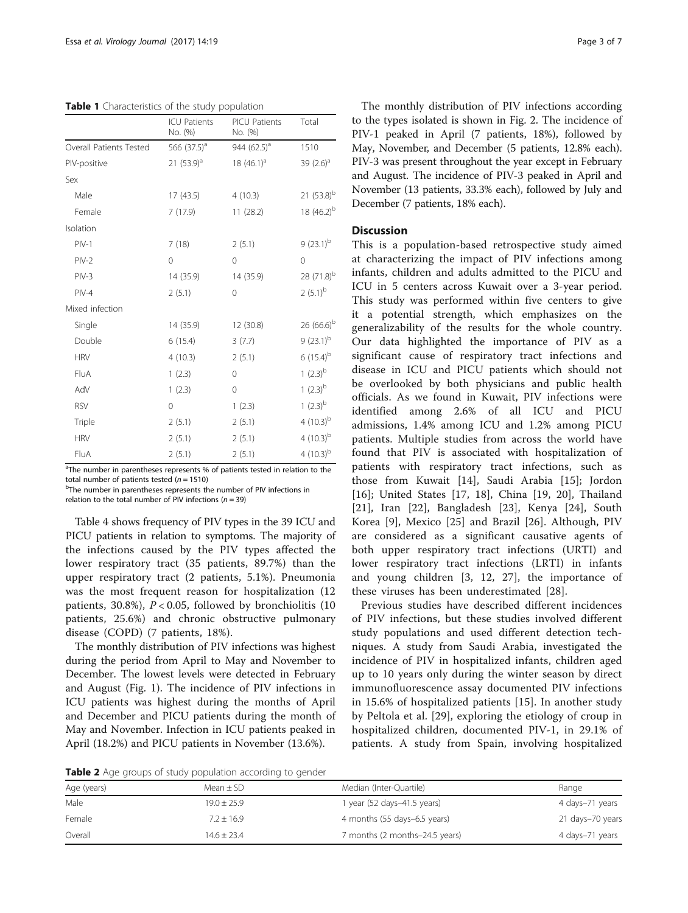**Table 1** Characteristics of the study population

| | ICU Patients No. (%) | PICU Patients No. (%) | Total |
|---|---|---|---|
| Overall Patients Tested | 566 (37.5)[a] | 944 (62.5)[a] | 1510 |
| PIV-positive | 21 (53.9)[a] | 18 (46.1)[a] | 39 (2.6)[a] |
| Sex | | | |
| Male | 17 (43.5) | 4 (10.3) | 21 (53.8)[b] |
| Female | 7 (17.9) | 11 (28.2) | 18 (46.2)[b] |
| Isolation | | | |
| PIV-1 | 7 (18) | 2 (5.1) | 9 (23.1)[b] |
| PIV-2 | 0 | 0 | 0 |
| PIV-3 | 14 (35.9) | 14 (35.9) | 28 (71.8)[b] |
| PIV-4 | 2 (5.1) | 0 | 2 (5.1)[b] |
| Mixed infection | | | |
| Single | 14 (35.9) | 12 (30.8) | 26 (66.6)[b] |
| Double | 6 (15.4) | 3 (7.7) | 9 (23.1)[b] |
| HRV | 4 (10.3) | 2 (5.1) | 6 (15.4)[b] |
| FluA | 1 (2.3) | 0 | 1 (2.3)[b] |
| AdV | 1 (2.3) | 0 | 1 (2.3)[b] |
| RSV | 0 | 1 (2.3) | 1 (2.3)[b] |
| Triple | 2 (5.1) | 2 (5.1) | 4 (10.3)[b] |
| HRV | 2 (5.1) | 2 (5.1) | 4 (10.3)[b] |
| FluA | 2 (5.1) | 2 (5.1) | 4 (10.3)[b] |

[a]The number in parentheses represents % of patients tested in relation to the total number of patients tested ($n = 1510$)
[b]The number in parentheses represents the number of PIV infections in relation to the total number of PIV infections ($n = 39$)

Table 4 shows frequency of PIV types in the 39 ICU and PICU patients in relation to symptoms. The majority of the infections caused by the PIV types affected the lower respiratory tract (35 patients, 89.7%) than the upper respiratory tract (2 patients, 5.1%). Pneumonia was the most frequent reason for hospitalization (12 patients, 30.8%), $P < 0.05$, followed by bronchiolitis (10 patients, 25.6%) and chronic obstructive pulmonary disease (COPD) (7 patients, 18%).

The monthly distribution of PIV infections was highest during the period from April to May and November to December. The lowest levels were detected in February and August (Fig. 1). The incidence of PIV infections in ICU patients was highest during the months of April and December and PICU patients during the month of May and November. Infection in ICU patients peaked in April (18.2%) and PICU patients in November (13.6%).

The monthly distribution of PIV infections according to the types isolated is shown in Fig. 2. The incidence of PIV-1 peaked in April (7 patients, 18%), followed by May, November, and December (5 patients, 12.8% each). PIV-3 was present throughout the year except in February and August. The incidence of PIV-3 peaked in April and November (13 patients, 33.3% each), followed by July and December (7 patients, 18% each).

## Discussion

This is a population-based retrospective study aimed at characterizing the impact of PIV infections among infants, children and adults admitted to the PICU and ICU in 5 centers across Kuwait over a 3-year period. This study was performed within five centers to give it a potential strength, which emphasizes on the generalizability of the results for the whole country. Our data highlighted the importance of PIV as a significant cause of respiratory tract infections and disease in ICU and PICU patients which should not be overlooked by both physicians and public health officials. As we found in Kuwait, PIV infections were identified among 2.6% of all ICU and PICU admissions, 1.4% among ICU and 1.2% among PICU patients. Multiple studies from across the world have found that PIV is associated with hospitalization of patients with respiratory tract infections, such as those from Kuwait [14], Saudi Arabia [15]; Jordon [16]; United States [17, 18], China [19, 20], Thailand [21], Iran [22], Bangladesh [23], Kenya [24], South Korea [9], Mexico [25] and Brazil [26]. Although, PIV are considered as a significant causative agents of both upper respiratory tract infections (URTI) and lower respiratory tract infections (LRTI) in infants and young children [3, 12, 27], the importance of these viruses has been underestimated [28].

Previous studies have described different incidences of PIV infections, but these studies involved different study populations and used different detection techniques. A study from Saudi Arabia, investigated the incidence of PIV in hospitalized infants, children aged up to 10 years only during the winter season by direct immunofluorescence assay documented PIV infections in 15.6% of hospitalized patients [15]. In another study by Peltola et al. [29], exploring the etiology of croup in hospitalized children, documented PIV-1, in 29.1% of patients. A study from Spain, involving hospitalized

**Table 2** Age groups of study population according to gender

| Age (years) | Mean ± SD | Median (Inter-Quartile) | Range |
|---|---|---|---|
| Male | 19.0 ± 25.9 | 1 year (52 days–41.5 years) | 4 days–71 years |
| Female | 7.2 ± 16.9 | 4 months (55 days–6.5 years) | 21 days–70 years |
| Overall | 14.6 ± 23.4 | 7 months (2 months–24.5 years) | 4 days–71 years |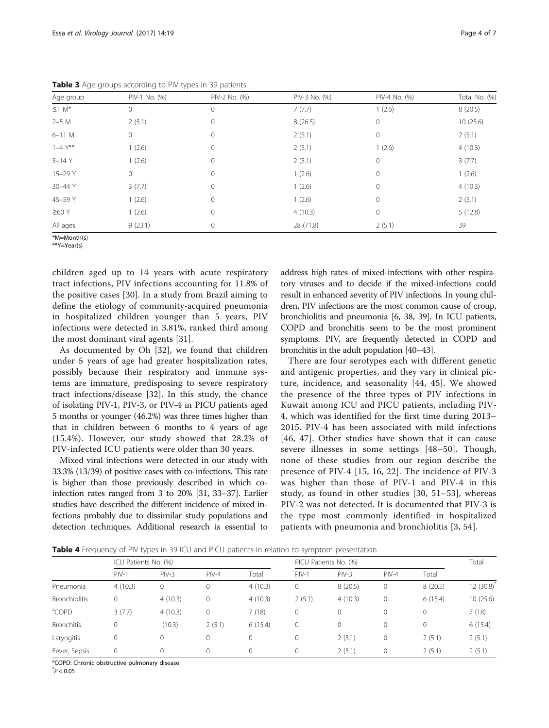**Table 3** Age groups according to PIV types in 39 patients

| Age group | PIV-1 No. (%) | PIV-2 No. (%) | PIV-3 No. (%) | PIV-4 No. (%) | Total No. (%) |
|---|---|---|---|---|---|
| ≤1 M* | 0 | 0 | 7 (7.7) | 1 (2.6) | 8 (20.5) |
| 2–5 M | 2 (5.1) | 0 | 8 (26.5) | 0 | 10 (25.6) |
| 6–11 M | 0 | 0 | 2 (5.1) | 0 | 2 (5.1) |
| 1–4 Y** | 1 (2.6) | 0 | 2 (5.1) | 1 (2.6) | 4 (10.3) |
| 5–14 Y | 1 (2.6) | 0 | 2 (5.1) | 0 | 3 (7.7) |
| 15–29 Y | 0 | 0 | 1 (2.6) | 0 | 1 (2.6) |
| 30–44 Y | 3 (7.7) | 0 | 1 (2.6) | 0 | 4 (10.3) |
| 45–59 Y | 1 (2.6) | 0 | 1 (2.6) | 0 | 2 (5.1) |
| ≥60 Y | 1 (2.6) | 0 | 4 (10.3) | 0 | 5 (12.8) |
| All ages | 9 (23.1) | 0 | 28 (71.8) | 2 (5.1) | 39 |

*M=Month(s)
**Y=Year(s)

children aged up to 14 years with acute respiratory tract infections, PIV infections accounting for 11.8% of the positive cases [30]. In a study from Brazil aiming to define the etiology of community-acquired pneumonia in hospitalized children younger than 5 years, PIV infections were detected in 3.81%, ranked third among the most dominant viral agents [31].

As documented by Oh [32], we found that children under 5 years of age had greater hospitalization rates, possibly because their respiratory and immune systems are immature, predisposing to severe respiratory tract infections/disease [32]. In this study, the chance of isolating PIV-1, PIV-3, or PIV-4 in PICU patients aged 5 months or younger (46.2%) was three times higher than that in children between 6 months to 4 years of age (15.4%). However, our study showed that 28.2% of PIV-infected ICU patients were older than 30 years.

Mixed viral infections were detected in our study with 33.3% (13/39) of positive cases with co-infections. This rate is higher than those previously described in which co-infection rates ranged from 3 to 20% [31, 33–37]. Earlier studies have described the different incidence of mixed infections probably due to dissimilar study populations and detection techniques. Additional research is essential to address high rates of mixed-infections with other respiratory viruses and to decide if the mixed-infections could result in enhanced severity of PIV infections. In young children, PIV infections are the most common cause of croup, bronchiolitis and pneumonia [6, 38, 39]. In ICU patients, COPD and bronchitis seem to be the most prominent symptoms. PIV, are frequently detected in COPD and bronchitis in the adult population [40–43].

There are four serotypes each with different genetic and antigenic properties, and they vary in clinical picture, incidence, and seasonality [44, 45]. We showed the presence of the three types of PIV infections in Kuwait among ICU and PICU patients, including PIV-4, which was identified for the first time during 2013–2015. PIV-4 has been associated with mild infections [46, 47]. Other studies have shown that it can cause severe illnesses in some settings [48–50]. Though, none of these studies from our region describe the presence of PIV-4 [15, 16, 22]. The incidence of PIV-3 was higher than those of PIV-1 and PIV-4 in this study, as found in other studies [30, 51–53], whereas PIV-2 was not detected. It is documented that PIV-3 is the type most commonly identified in hospitalized patients with pneumonia and bronchiolitis [3, 54].

**Table 4** Frequency of PIV types in 39 ICU and PICU patients in relation to symptom presentation

| | ICU Patients No. (%) | | | | PICU Patients No. (%) | | | | Total |
|---|---|---|---|---|---|---|---|---|---|
| | PIV-1 | PIV-3 | PIV-4 | Total | PIV-1 | PIV-3 | PIV-4 | Total | |
| Pneumonia | 4 (10.3) | 0 | 0 | 4 (10.3) | 0 | 8 (20.5) | 0 | 8 (20.5) | 12 (30.8)* |
| Bronchiolitis | 0 | 4 (10.3) | 0 | 4 (10.3) | 2 (5.1) | 4 (10.3) | 0 | 6 (15.4) | 10 (25.6) |
| [a]COPD | 3 (7.7) | 4 (10.3) | 0 | 7 (18) | 0 | 0 | 0 | 0 | 7 (18) |
| Bronchitis | 0 | (10.3) | 2 (5.1) | 6 (15.4) | 0 | 0 | 0 | 0 | 6 (15.4) |
| Laryngitis | 0 | 0 | 0 | 0 | 0 | 2 (5.1) | 0 | 2 (5.1) | 2 (5.1) |
| Fever, Sepsis | 0 | 0 | 0 | 0 | 0 | 2 (5.1) | 0 | 2 (5.1) | 2 (5.1) |

[a]COPD: Chronic obstructive pulmonary disease
*$P < 0.05$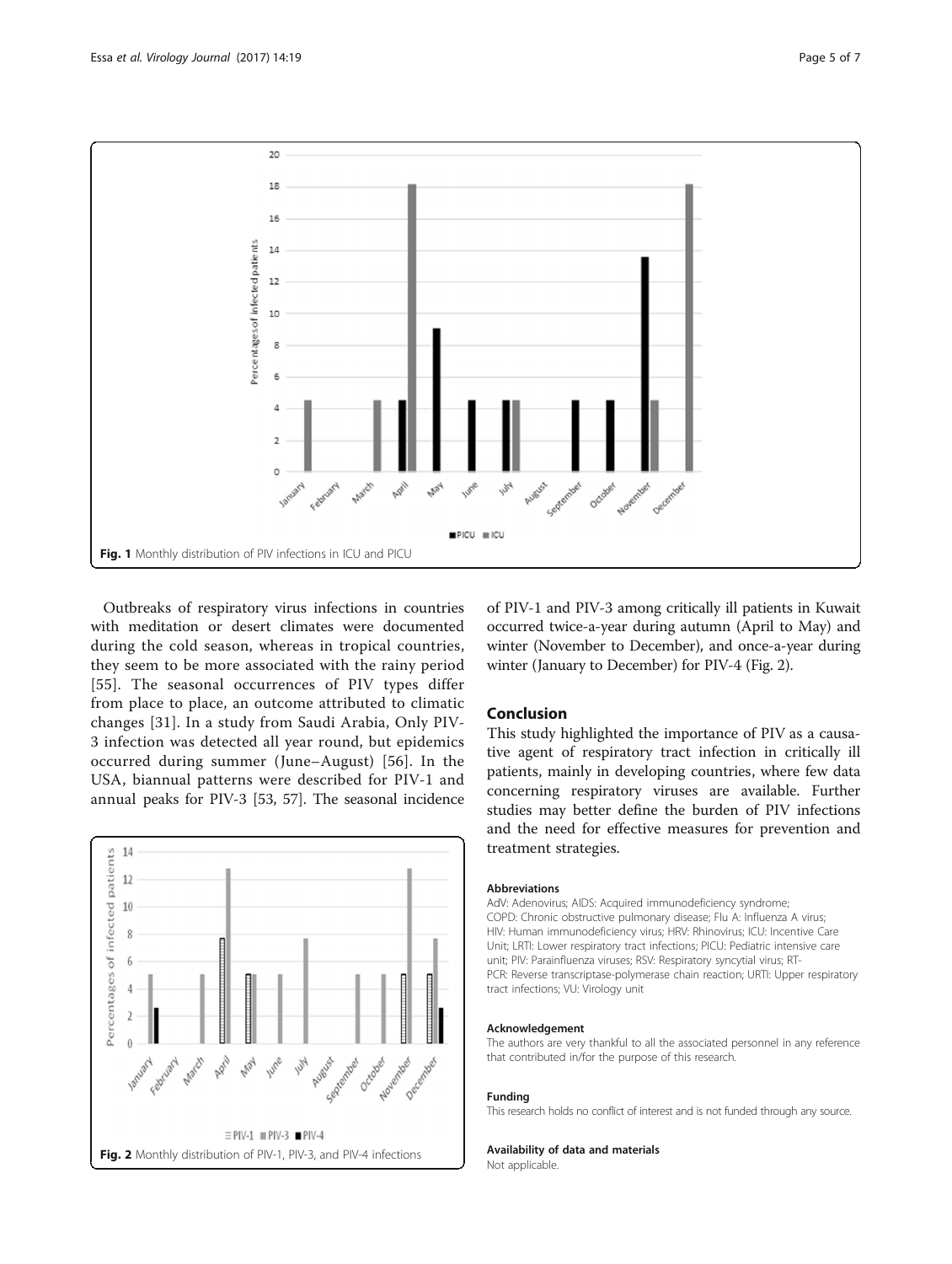Fig. 1 Monthly distribution of PIV infections in ICU and PICU

Outbreaks of respiratory virus infections in countries with meditation or desert climates were documented during the cold season, whereas in tropical countries, they seem to be more associated with the rainy period [55]. The seasonal occurrences of PIV types differ from place to place, an outcome attributed to climatic changes [31]. In a study from Saudi Arabia, Only PIV-3 infection was detected all year round, but epidemics occurred during summer (June–August) [56]. In the USA, biannual patterns were described for PIV-1 and annual peaks for PIV-3 [53, 57]. The seasonal incidence of PIV-1 and PIV-3 among critically ill patients in Kuwait occurred twice-a-year during autumn (April to May) and winter (November to December), and once-a-year during winter (January to December) for PIV-4 (Fig. 2).

Fig. 2 Monthly distribution of PIV-1, PIV-3, and PIV-4 infections

## Conclusion

This study highlighted the importance of PIV as a causative agent of respiratory tract infection in critically ill patients, mainly in developing countries, where few data concerning respiratory viruses are available. Further studies may better define the burden of PIV infections and the need for effective measures for prevention and treatment strategies.

#### Abbreviations

AdV: Adenovirus; AIDS: Acquired immunodeficiency syndrome; COPD: Chronic obstructive pulmonary disease; Flu A: Influenza A virus; HIV: Human immunodeficiency virus; HRV: Rhinovirus; ICU: Incentive Care Unit; LRTI: Lower respiratory tract infections; PICU: Pediatric intensive care unit; PIV: Parainfluenza viruses; RSV: Respiratory syncytial virus; RT-PCR: Reverse transcriptase-polymerase chain reaction; URTI: Upper respiratory tract infections; VU: Virology unit

#### Acknowledgement

The authors are very thankful to all the associated personnel in any reference that contributed in/for the purpose of this research.

#### Funding

This research holds no conflict of interest and is not funded through any source.

#### Availability of data and materials

Not applicable.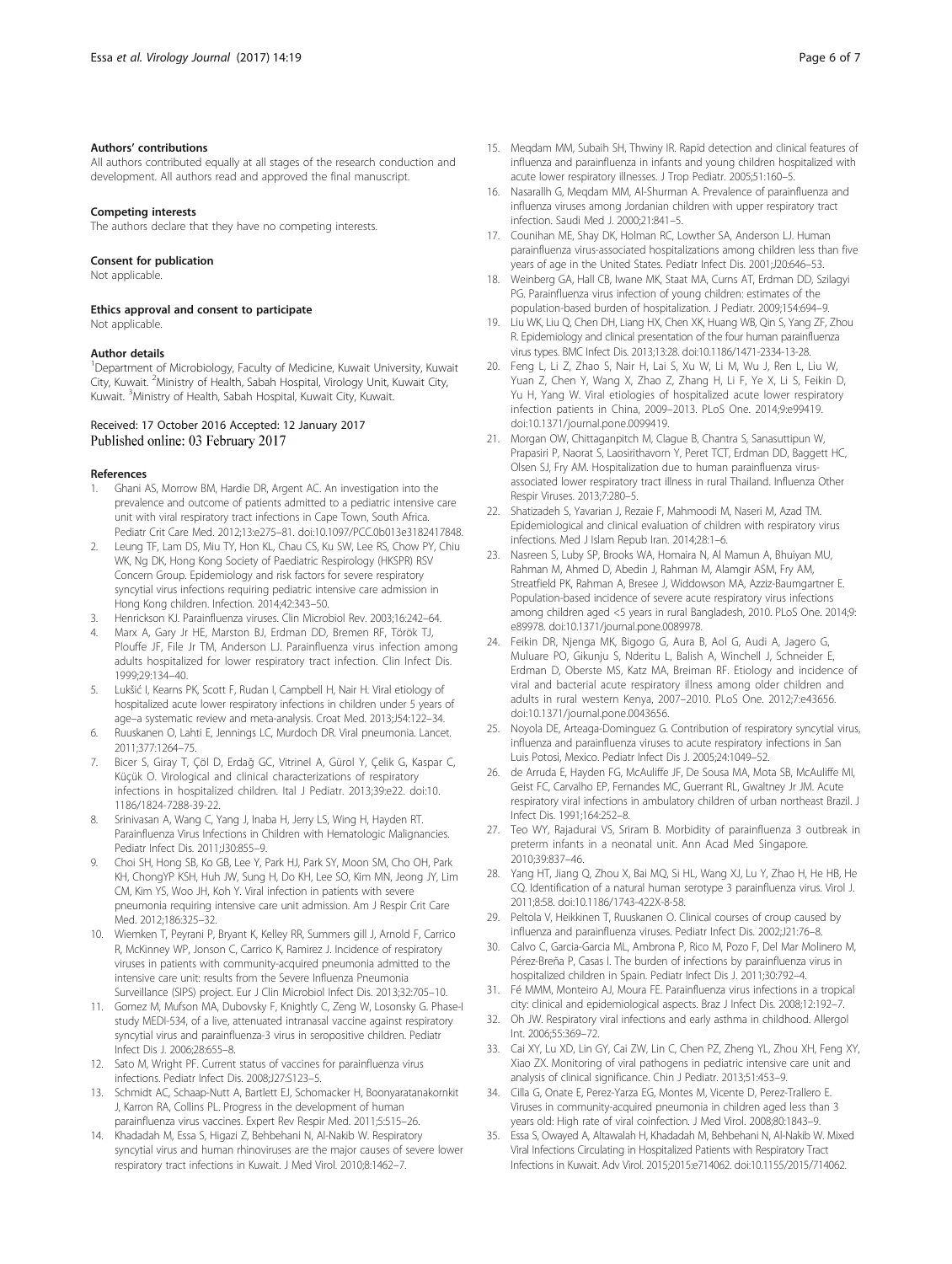### Authors' contributions

All authors contributed equally at all stages of the research conduction and development. All authors read and approved the final manuscript.

### Competing interests

The authors declare that they have no competing interests.

### Consent for publication

Not applicable.

### Ethics approval and consent to participate

Not applicable.

### Author details

[1]Department of Microbiology, Faculty of Medicine, Kuwait University, Kuwait City, Kuwait. [2]Ministry of Health, Sabah Hospital, Virology Unit, Kuwait City, Kuwait. [3]Ministry of Health, Sabah Hospital, Kuwait City, Kuwait.

Received: 17 October 2016 Accepted: 12 January 2017
Published online: 03 February 2017

### References

1. Ghani AS, Morrow BM, Hardie DR, Argent AC. An investigation into the prevalence and outcome of patients admitted to a pediatric intensive care unit with viral respiratory tract infections in Cape Town, South Africa. Pediatr Crit Care Med. 2012;13:e275–81. doi:10.1097/PCC.0b013e3182417848.
2. Leung TF, Lam DS, Miu TY, Hon KL, Chau CS, Ku SW, Lee RS, Chow PY, Chiu WK, Ng DK, Hong Kong Society of Paediatric Respirology (HKSPR) RSV Concern Group. Epidemiology and risk factors for severe respiratory syncytial virus infections requiring pediatric intensive care admission in Hong Kong children. Infection. 2014;42:343–50.
3. Henrickson KJ. Parainfluenza viruses. Clin Microbiol Rev. 2003;16:242–64.
4. Marx A, Gary Jr HE, Marston BJ, Erdman DD, Bremen RF, Török TJ, Plouffe JF, File Jr TM, Anderson LJ. Parainfluenza virus infection among adults hospitalized for lower respiratory tract infection. Clin Infect Dis. 1999;29:134–40.
5. Lukšić I, Kearns PK, Scott F, Rudan I, Campbell H, Nair H. Viral etiology of hospitalized acute lower respiratory infections in children under 5 years of age–a systematic review and meta-analysis. Croat Med. 2013;J54:122–34.
6. Ruuskanen O, Lahti E, Jennings LC, Murdoch DR. Viral pneumonia. Lancet. 2011;377:1264–75.
7. Bicer S, Giray T, Çöl D, Erdağ GC, Vitrinel A, Gürol Y, Çelik G, Kaspar C, Küçük O. Virological and clinical characterizations of respiratory infections in hospitalized children. Ital J Pediatr. 2013;39:e22. doi:10.1186/1824-7288-39-22.
8. Srinivasan A, Wang C, Yang J, Inaba H, Jerry LS, Wing H, Hayden RT. Parainfluenza Virus Infections in Children with Hematologic Malignancies. Pediatr Infect Dis. 2011;J30:855–9.
9. Choi SH, Hong SB, Ko GB, Lee Y, Park HJ, Park SY, Moon SM, Cho OH, Park KH, ChongYP KSH, Huh JW, Sung H, Do KH, Lee SO, Kim MN, Jeong JY, Lim CM, Kim YS, Woo JH, Koh Y. Viral infection in patients with severe pneumonia requiring intensive care unit admission. Am J Respir Crit Care Med. 2012;186:325–32.
10. Wiemken T, Peyrani P, Bryant K, Kelley RR, Summers gill J, Arnold F, Carrico R, McKinney WP, Jonson C, Carrico K, Ramirez J. Incidence of respiratory viruses in patients with community-acquired pneumonia admitted to the intensive care unit: results from the Severe Influenza Pneumonia Surveillance (SIPS) project. Eur J Clin Microbiol Infect Dis. 2013;32:705–10.
11. Gomez M, Mufson MA, Dubovsky F, Knightly C, Zeng W, Losonsky G. Phase-I study MEDI-534, of a live, attenuated intranasal vaccine against respiratory syncytial virus and parainfluenza-3 virus in seropositive children. Pediatr Infect Dis J. 2006;28:655–8.
12. Sato M, Wright PF. Current status of vaccines for parainfluenza virus infections. Pediatr Infect Dis. 2008;J27:S123–5.
13. Schmidt AC, Schaap-Nutt A, Bartlett EJ, Schomacker H, Boonyaratanakornkit J, Karron RA, Collins PL. Progress in the development of human parainfluenza virus vaccines. Expert Rev Respir Med. 2011;5:515–26.
14. Khadadah M, Essa S, Higazi Z, Behbehani N, Al-Nakib W. Respiratory syncytial virus and human rhinoviruses are the major causes of severe lower respiratory tract infections in Kuwait. J Med Virol. 2010;8:1462–7.
15. Meqdam MM, Subaih SH, Thwiny IR. Rapid detection and clinical features of influenza and parainfluenza in infants and young children hospitalized with acute lower respiratory illnesses. J Trop Pediatr. 2005;51:160–5.
16. Nasarallh G, Meqdam MM, Al-Shurman A. Prevalence of parainfluenza and influenza viruses among Jordanian children with upper respiratory tract infection. Saudi Med J. 2000;21:841–5.
17. Counihan ME, Shay DK, Holman RC, Lowther SA, Anderson LJ. Human parainfluenza virus-associated hospitalizations among children less than five years of age in the United States. Pediatr Infect Dis. 2001;J20:646–53.
18. Weinberg GA, Hall CB, Iwane MK, Staat MA, Curns AT, Erdman DD, Szilagyi PG. Parainfluenza virus infection of young children: estimates of the population-based burden of hospitalization. J Pediatr. 2009;154:694–9.
19. Liu WK, Liu Q, Chen DH, Liang HX, Chen XK, Huang WB, Qin S, Yang ZF, Zhou R. Epidemiology and clinical presentation of the four human parainfluenza virus types. BMC Infect Dis. 2013;13:28. doi:10.1186/1471-2334-13-28.
20. Feng L, Li Z, Zhao S, Nair H, Lai S, Xu W, Li M, Wu J, Ren L, Liu W, Yuan Z, Chen Y, Wang X, Zhao Z, Zhang H, Li F, Ye X, Li S, Feikin D, Yu H, Yang W. Viral etiologies of hospitalized acute lower respiratory infection patients in China, 2009–2013. PLoS One. 2014;9:e99419. doi:10.1371/journal.pone.0099419.
21. Morgan OW, Chittaganpitch M, Clague B, Chantra S, Sanasuttipun W, Prapasiri P, Naorat S, Laosirithavorn Y, Peret TCT, Erdman DD, Baggett HC, Olsen SJ, Fry AM. Hospitalization due to human parainfluenza virus-associated lower respiratory tract illness in rural Thailand. Influenza Other Respir Viruses. 2013;7:280–5.
22. Shatizadeh S, Yavarian J, Rezaie F, Mahmoodi M, Naseri M, Azad TM. Epidemiological and clinical evaluation of children with respiratory virus infections. Med J Islam Repub Iran. 2014;28:1–6.
23. Nasreen S, Luby SP, Brooks WA, Homaira N, Al Mamun A, Bhuiyan MU, Rahman M, Ahmed D, Abedin J, Rahman M, Alamgir ASM, Fry AM, Streatfield PK, Rahman A, Bresee J, Widdowson MA, Azziz-Baumgartner E. Population-based incidence of severe acute respiratory virus infections among children aged <5 years in rural Bangladesh, 2010. PLoS One. 2014;9:e89978. doi:10.1371/journal.pone.0089978.
24. Feikin DR, Njenga MK, Bigogo G, Aura B, Aol G, Audi A, Jagero G, Muluare PO, Gikunju S, Nderitu L, Balish A, Winchell J, Schneider E, Erdman D, Oberste MS, Katz MA, Breiman RF. Etiology and incidence of viral and bacterial acute respiratory illness among older children and adults in rural western Kenya, 2007–2010. PLoS One. 2012;7:e43656. doi:10.1371/journal.pone.0043656.
25. Noyola DE, Arteaga-Dominguez G. Contribution of respiratory syncytial virus, influenza and parainfluenza viruses to acute respiratory infections in San Luis Potosi, Mexico. Pediatr Infect Dis J. 2005;24:1049–52.
26. de Arruda E, Hayden FG, McAuliffe JF, De Sousa MA, Mota SB, McAuliffe MI, Geist FC, Carvalho EP, Fernandes MC, Guerrant RL, Gwaltney Jr JM. Acute respiratory viral infections in ambulatory children of urban northeast Brazil. J Infect Dis. 1991;164:252–8.
27. Teo WY, Rajadurai VS, Sriram B. Morbidity of parainfluenza 3 outbreak in preterm infants in a neonatal unit. Ann Acad Med Singapore. 2010;39:837–46.
28. Yang HT, Jiang Q, Zhou X, Bai MQ, Si HL, Wang XJ, Lu Y, Zhao H, He HB, He CQ. Identification of a natural human serotype 3 parainfluenza virus. Virol J. 2011;8:58. doi:10.1186/1743-422X-8-58.
29. Peltola V, Heikkinen T, Ruuskanen O. Clinical courses of croup caused by influenza and parainfluenza viruses. Pediatr Infect Dis. 2002;J21:76–8.
30. Calvo C, Garcia-Garcia ML, Ambrona P, Rico M, Pozo F, Del Mar Molinero M, Pérez-Breña P, Casas I. The burden of infections by parainfluenza virus in hospitalized children in Spain. Pediatr Infect Dis J. 2011;30:792–4.
31. Fé MMM, Monteiro AJ, Moura FE. Parainfluenza virus infections in a tropical city: clinical and epidemiological aspects. Braz J Infect Dis. 2008;12:192–7.
32. Oh JW. Respiratory viral infections and early asthma in childhood. Allergol Int. 2006;55:369–72.
33. Cai XY, Lu XD, Lin GY, Cai ZW, Lin C, Chen PZ, Zheng YL, Zhou XH, Feng XY, Xiao ZX. Monitoring of viral pathogens in pediatric intensive care unit and analysis of clinical significance. Chin J Pediatr. 2013;51:453–9.
34. Cilla G, Onate E, Perez-Yarza EG, Montes M, Vicente D, Perez-Trallero E. Viruses in community-acquired pneumonia in children aged less than 3 years old: High rate of viral coinfection. J Med Virol. 2008;80:1843–9.
35. Essa S, Owayed A, Altawalah H, Khadadah M, Behbehani N, Al-Nakib W. Mixed Viral Infections Circulating in Hospitalized Patients with Respiratory Tract Infections in Kuwait. Adv Virol. 2015;2015:e714062. doi:10.1155/2015/714062.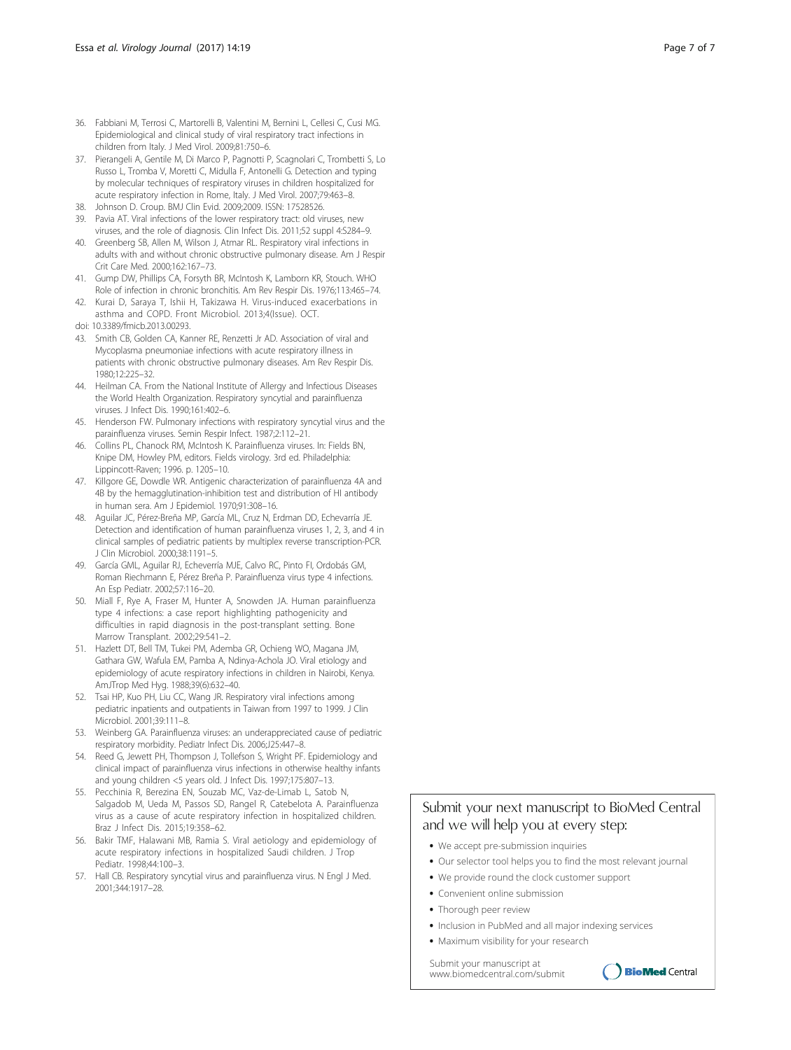36. Fabbiani M, Terrosi C, Martorelli B, Valentini M, Bernini L, Cellesi C, Cusi MG. Epidemiological and clinical study of viral respiratory tract infections in children from Italy. J Med Virol. 2009;81:750–6.
37. Pierangeli A, Gentile M, Di Marco P, Pagnotti P, Scagnolari C, Trombetti S, Lo Russo L, Tromba V, Moretti C, Midulla F, Antonelli G. Detection and typing by molecular techniques of respiratory viruses in children hospitalized for acute respiratory infection in Rome, Italy. J Med Virol. 2007;79:463–8.
38. Johnson D. Croup. BMJ Clin Evid. 2009;2009. ISSN: 17528526.
39. Pavia AT. Viral infections of the lower respiratory tract: old viruses, new viruses, and the role of diagnosis. Clin Infect Dis. 2011;52 suppl 4:S284–9.
40. Greenberg SB, Allen M, Wilson J, Atmar RL. Respiratory viral infections in adults with and without chronic obstructive pulmonary disease. Am J Respir Crit Care Med. 2000;162:167–73.
41. Gump DW, Phillips CA, Forsyth BR, McIntosh K, Lamborn KR, Stouch. WHO Role of infection in chronic bronchitis. Am Rev Respir Dis. 1976;113:465–74.
42. Kurai D, Saraya T, Ishii H, Takizawa H. Virus-induced exacerbations in asthma and COPD. Front Microbiol. 2013;4(Issue). OCT. doi: 10.3389/fmicb.2013.00293.
43. Smith CB, Golden CA, Kanner RE, Renzetti Jr AD. Association of viral and Mycoplasma pneumoniae infections with acute respiratory illness in patients with chronic obstructive pulmonary diseases. Am Rev Respir Dis. 1980;12:225–32.
44. Heilman CA. From the National Institute of Allergy and Infectious Diseases the World Health Organization. Respiratory syncytial and parainfluenza viruses. J Infect Dis. 1990;161:402–6.
45. Henderson FW. Pulmonary infections with respiratory syncytial virus and the parainfluenza viruses. Semin Respir Infect. 1987;2:112–21.
46. Collins PL, Chanock RM, McIntosh K. Parainfluenza viruses. In: Fields BN, Knipe DM, Howley PM, editors. Fields virology. 3rd ed. Philadelphia: Lippincott-Raven; 1996. p. 1205–10.
47. Killgore GE, Dowdle WR. Antigenic characterization of parainfluenza 4A and 4B by the hemagglutination-inhibition test and distribution of HI antibody in human sera. Am J Epidemiol. 1970;91:308–16.
48. Aguilar JC, Pérez-Breña MP, García ML, Cruz N, Erdman DD, Echevarría JE. Detection and identification of human parainfluenza viruses 1, 2, 3, and 4 in clinical samples of pediatric patients by multiplex reverse transcription-PCR. J Clin Microbiol. 2000;38:1191–5.
49. García GML, Aguilar RJ, Echeverría MJE, Calvo RC, Pinto FI, Ordobás GM, Roman Riechmann E, Pérez Breña P. Parainfluenza virus type 4 infections. An Esp Pediatr. 2002;57:116–20.
50. Miall F, Rye A, Fraser M, Hunter A, Snowden JA. Human parainfluenza type 4 infections: a case report highlighting pathogenicity and difficulties in rapid diagnosis in the post-transplant setting. Bone Marrow Transplant. 2002;29:541–2.
51. Hazlett DT, Bell TM, Tukei PM, Ademba GR, Ochieng WO, Magana JM, Gathara GW, Wafula EM, Pamba A, Ndinya-Achola JO. Viral etiology and epidemiology of acute respiratory infections in children in Nairobi, Kenya. AmJTrop Med Hyg. 1988;39(6):632–40.
52. Tsai HP, Kuo PH, Liu CC, Wang JR. Respiratory viral infections among pediatric inpatients and outpatients in Taiwan from 1997 to 1999. J Clin Microbiol. 2001;39:111–8.
53. Weinberg GA. Parainfluenza viruses: an underappreciated cause of pediatric respiratory morbidity. Pediatr Infect Dis. 2006;J25:447–8.
54. Reed G, Jewett PH, Thompson J, Tollefson S, Wright PF. Epidemiology and clinical impact of parainfluenza virus infections in otherwise healthy infants and young children <5 years old. J Infect Dis. 1997;175:807–13.
55. Pecchinia R, Berezina EN, Souzab MC, Vaz-de-Limab L, Satob N, Salgadob M, Ueda M, Passos SD, Rangel R, Catebelota A. Parainfluenza virus as a cause of acute respiratory infection in hospitalized children. Braz J Infect Dis. 2015;19:358–62.
56. Bakir TMF, Halawani MB, Ramia S. Viral aetiology and epidemiology of acute respiratory infections in hospitalized Saudi children. J Trop Pediatr. 1998;44:100–3.
57. Hall CB. Respiratory syncytial virus and parainfluenza virus. N Engl J Med. 2001;344:1917–28.

Submit your next manuscript to BioMed Central and we will help you at every step:

- We accept pre-submission inquiries
- Our selector tool helps you to find the most relevant journal
- We provide round the clock customer support
- Convenient online submission
- Thorough peer review
- Inclusion in PubMed and all major indexing services
- Maximum visibility for your research

Submit your manuscript at www.biomedcentral.com/submit

BioMed Central